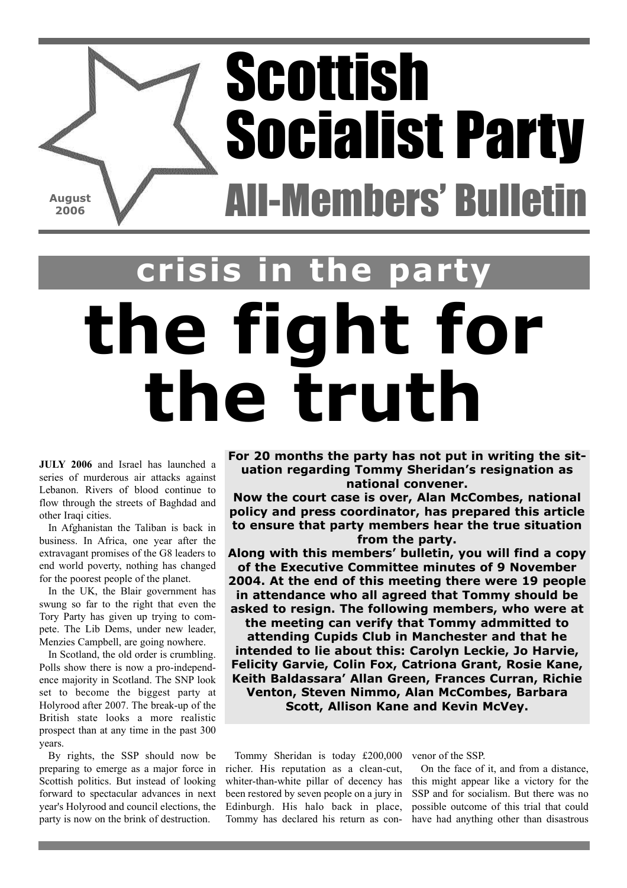# Scottish Socialist Party

## All-Members' Bulletin

August 2006

## crisis in the party

# the fight for the truth

**For 20 months the party has not put in writing the situation regarding Tommy Sheridan's resignation as national convener.**

**Now the court case is over, Alan McCombes, national policy and press coordinator, has prepared this article to ensure that party members hear the true situation from the party.**

**Along with this members' bulletin, you will find a copy of the Executive Committee minutes of 9 November 2004. At the end of this meeting there were 19 people in attendance who all agreed that Tommy should be asked to resign. The following members, who were at the meeting can verify that Tommy admmitted to attending Cupids Club in Manchester and that he intended to lie about this: Carolyn Leckie, Jo Harvie, Felicity Garvie, Colin Fox, Catriona Grant, Rosie Kane, Keith Baldassara' Allan Green, Frances Curran, Richie Venton, Steven Nimmo, Alan McCombes, Barbara Scott, Allison Kane and Kevin McVey.**

**JULY 2006** and Israel has launched a series of murderous air attacks against Lebanon. Rivers of blood continue to flow through the streets of Baghdad and other Iraqi cities.

In Afghanistan the Taliban is back in business. In Africa, one year after the extravagant promises of the G8 leaders to end world poverty, nothing has changed for the poorest people of the planet.

In the UK, the Blair government has swung so far to the right that even the Tory Party has given up trying to compete. The Lib Dems, under new leader, Menzies Campbell, are going nowhere.

In Scotland, the old order is crumbling. Polls show there is now a pro-independence majority in Scotland. The SNP look set to become the biggest party at Holyrood after 2007. The break-up of the British state looks a more realistic prospect than at any time in the past 300 years.

By rights, the SSP should now be preparing to emerge as a major force in Scottish politics. But instead of looking forward to spectacular advances in next year's Holyrood and council elections, the party is now on the brink of destruction.

Tommy Sheridan is today £200,000 richer. His reputation as a clean-cut, whiter-than-white pillar of decency has been restored by seven people on a jury in Edinburgh. His halo back in place, Tommy has declared his return as convenor of the SSP.

On the face of it, and from a distance, this might appear like a victory for the SSP and for socialism. But there was no possible outcome of this trial that could have had anything other than disastrous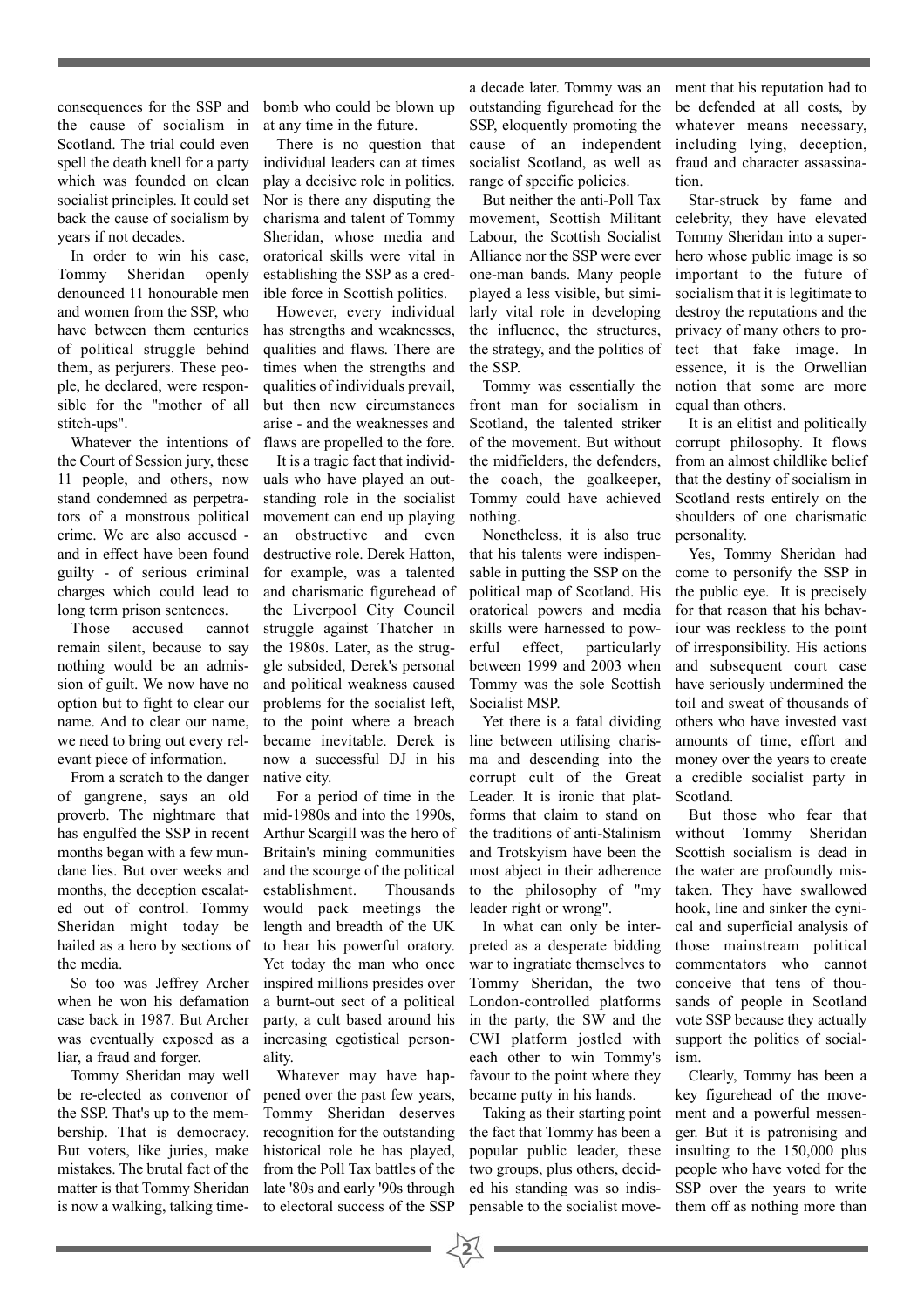consequences for the SSP and the cause of socialism in Scotland. The trial could even spell the death knell for a party which was founded on clean socialist principles. It could set back the cause of socialism by years if not decades.

In order to win his case, Tommy Sheridan openly denounced 11 honourable men and women from the SSP, who have between them centuries of political struggle behind them, as perjurers. These people, he declared, were responsible for the "mother of all stitch-ups".

Whatever the intentions of the Court of Session jury, these 11 people, and others, now stand condemned as perpetrators of a monstrous political crime. We are also accused - and in effect have been found guilty - of serious criminal charges which could lead to long term prison sentences.

Those accused cannot remain silent, because to say nothing would be an admission of guilt. We now have no option but to fight to clear our name. And to clear our name, we need to bring out every relevant piece of information.

From a scratch to the danger of gangrene, says an old proverb. The nightmare that has engulfed the SSP in recent months began with a few mundane lies. But over weeks and months, the deception escalated out of control. Tommy Sheridan might today be hailed as a hero by sections of the media.

So too was Jeffrey Archer when he won his defamation case back in 1987. But Archer was eventually exposed as a liar, a fraud and forger.

Tommy Sheridan may well be re-elected as convenor of the SSP. That's up to the membership. That is democracy. But voters, like juries, make mistakes. The brutal fact of the matter is that Tommy Sheridan is now a walking, talking time-bomb who could be blown up at any time in the future.

There is no question that individual leaders can at times play a decisive role in politics. Nor is there any disputing the charisma and talent of Tommy Sheridan, whose media and oratorical skills were vital in establishing the SSP as a credible force in Scottish politics.

However, every individual has strengths and weaknesses, qualities and flaws. There are times when the strengths and qualities of individuals prevail, but then new circumstances arise - and the weaknesses and flaws are propelled to the fore.

It is a tragic fact that individuals who have played an outstanding role in the socialist movement can end up playing an obstructive and even destructive role. Derek Hatton, for example, was a talented and charismatic figurehead of the Liverpool City Council struggle against Thatcher in the 1980s. Later, as the struggle subsided, Derek's personal and political weakness caused problems for the socialist left, to the point where a breach became inevitable. Derek is now a successful DJ in his native city.

For a period of time in the mid-1980s and into the 1990s, Arthur Scargill was the hero of Britain's mining communities and the scourge of the political establishment. Thousands would pack meetings the length and breadth of the UK to hear his powerful oratory. Yet today the man who once inspired millions presides over a burnt-out sect of a political party, a cult based around his increasing egotistical personality.

Whatever may have happened over the past few years, Tommy Sheridan deserves recognition for the outstanding historical role he has played, from the Poll Tax battles of the late '80s and early '90s through to electoral success of the SSP a decade later. Tommy was an outstanding figurehead for the SSP, eloquently promoting the cause of an independent socialist Scotland, as well as range of specific policies.

But neither the anti-Poll Tax movement, Scottish Militant Labour, the Scottish Socialist Alliance nor the SSP were ever one-man bands. Many people played a less visible, but similarly vital role in developing the influence, the structures, the strategy, and the politics of the SSP.

Tommy was essentially the front man for socialism in Scotland, the talented striker of the movement. But without the midfielders, the defenders, the coach, the goalkeeper, Tommy could have achieved nothing.

Nonetheless, it is also true that his talents were indispensable in putting the SSP on the political map of Scotland. His oratorical powers and media skills were harnessed to powerful effect, particularly between 1999 and 2003 when Tommy was the sole Scottish Socialist MSP.

Yet there is a fatal dividing line between utilising charisma and descending into the corrupt cult of the Great Leader. It is ironic that platforms that claim to stand on the traditions of anti-Stalinism and Trotskyism have been the most abject in their adherence to the philosophy of "my leader right or wrong".

In what can only be interpreted as a desperate bidding war to ingratiate themselves to Tommy Sheridan, the two London-controlled platforms in the party, the SW and the CWI platform jostled with each other to win Tommy's favour to the point where they became putty in his hands.

Taking as their starting point the fact that Tommy has been a popular public leader, these two groups, plus others, decided his standing was so indispensable to the socialist movement that his reputation had to be defended at all costs, by whatever means necessary, including lying, deception, fraud and character assassination.

Star-struck by fame and celebrity, they have elevated Tommy Sheridan into a superhero whose public image is so important to the future of socialism that it is legitimate to destroy the reputations and the privacy of many others to protect that fake image. In essence, it is the Orwellian notion that some are more equal than others.

It is an elitist and politically corrupt philosophy. It flows from an almost childlike belief that the destiny of socialism in Scotland rests entirely on the shoulders of one charismatic personality.

Yes, Tommy Sheridan had come to personify the SSP in the public eye. It is precisely for that reason that his behaviour was reckless to the point of irresponsibility. His actions and subsequent court case have seriously undermined the toil and sweat of thousands of others who have invested vast amounts of time, effort and money over the years to create a credible socialist party in Scotland.

But those who fear that without Tommy Sheridan Scottish socialism is dead in the water are profoundly mistaken. They have swallowed hook, line and sinker the cynical and superficial analysis of those mainstream political commentators who cannot conceive that tens of thousands of people in Scotland vote SSP because they actually support the politics of socialism.

Clearly, Tommy has been a key figurehead of the movement and a powerful messenger. But it is patronising and insulting to the 150,000 plus people who have voted for the SSP over the years to write them off as nothing more than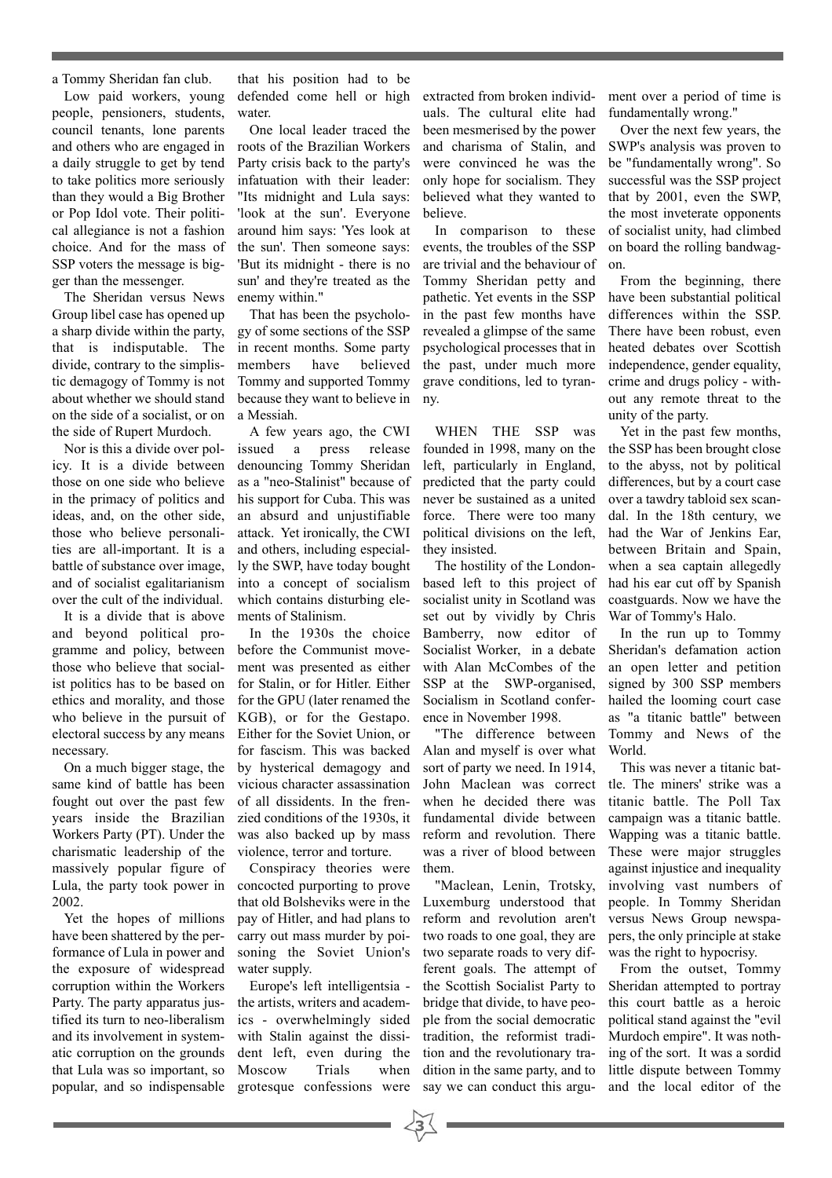a Tommy Sheridan fan club.

Low paid workers, young people, pensioners, students, council tenants, lone parents and others who are engaged in a daily struggle to get by tend to take politics more seriously than they would a Big Brother or Pop Idol vote. Their political allegiance is not a fashion choice. And for the mass of SSP voters the message is bigger than the messenger.

The Sheridan versus News Group libel case has opened up a sharp divide within the party, that is indisputable. The divide, contrary to the simplistic demagogy of Tommy is not about whether we should stand on the side of a socialist, or on the side of Rupert Murdoch.

Nor is this a divide over policy. It is a divide between those on one side who believe in the primacy of politics and ideas, and, on the other side, those who believe personalities are all-important. It is a battle of substance over image, and of socialist egalitarianism over the cult of the individual.

It is a divide that is above and beyond political programme and policy, between those who believe that socialist politics has to be based on ethics and morality, and those who believe in the pursuit of electoral success by any means necessary.

On a much bigger stage, the same kind of battle has been fought out over the past few years inside the Brazilian Workers Party (PT). Under the charismatic leadership of the massively popular figure of Lula, the party took power in 2002.

Yet the hopes of millions have been shattered by the performance of Lula in power and the exposure of widespread corruption within the Workers Party. The party apparatus justified its turn to neo-liberalism and its involvement in systematic corruption on the grounds that Lula was so important, so popular, and so indispensable that his position had to be defended come hell or high water.

One local leader traced the roots of the Brazilian Workers Party crisis back to the party's infatuation with their leader: "Its midnight and Lula says: 'look at the sun'. Everyone around him says: 'Yes look at the sun'. Then someone says: 'But its midnight - there is no sun' and they're treated as the enemy within."

That has been the psychology of some sections of the SSP in recent months. Some party members have believed Tommy and supported Tommy because they want to believe in a Messiah.

A few years ago, the CWI issued a press release denouncing Tommy Sheridan as a "neo-Stalinist" because of his support for Cuba. This was an absurd and unjustifiable attack. Yet ironically, the CWI and others, including especially the SWP, have today bought into a concept of socialism which contains disturbing elements of Stalinism.

In the 1930s the choice before the Communist movement was presented as either for Stalin, or for Hitler. Either for the GPU (later renamed the KGB), or for the Gestapo. Either for the Soviet Union, or for fascism. This was backed by hysterical demagogy and vicious character assassination of all dissidents. In the frenzied conditions of the 1930s, it was also backed up by mass violence, terror and torture.

Conspiracy theories were concocted purporting to prove that old Bolsheviks were in the pay of Hitler, and had plans to carry out mass murder by poisoning the Soviet Union's water supply.

Europe's left intelligentsia - the artists, writers and academics - overwhelmingly sided with Stalin against the dissident left, even during the Moscow Trials when grotesque confessions were extracted from broken individuals. The cultural elite had been mesmerised by the power and charisma of Stalin, and were convinced he was the only hope for socialism. They believed what they wanted to believe.

In comparison to these events, the troubles of the SSP are trivial and the behaviour of Tommy Sheridan petty and pathetic. Yet events in the SSP in the past few months have revealed a glimpse of the same psychological processes that in the past, under much more grave conditions, led to tyranny.

WHEN THE SSP was founded in 1998, many on the left, particularly in England, predicted that the party could never be sustained as a united force. There were too many political divisions on the left, they insisted.

The hostility of the London-based left to this project of socialist unity in Scotland was set out by vividly by Chris Bamberry, now editor of Socialist Worker, in a debate with Alan McCombes of the SSP at the SWP-organised, Socialism in Scotland conference in November 1998.

"The difference between Alan and myself is over what sort of party we need. In 1914, John Maclean was correct when he decided there was fundamental divide between reform and revolution. There was a river of blood between them.

"Maclean, Lenin, Trotsky, Luxemburg understood that reform and revolution aren't two roads to one goal, they are two separate roads to very different goals. The attempt of the Scottish Socialist Party to bridge that divide, to have people from the social democratic tradition, the reformist tradition and the revolutionary tradition in the same party, and to say we can conduct this argument over a period of time is fundamentally wrong."

Over the next few years, the SWP's analysis was proven to be "fundamentally wrong". So successful was the SSP project that by 2001, even the SWP, the most inveterate opponents of socialist unity, had climbed on board the rolling bandwagon.

From the beginning, there have been substantial political differences within the SSP. There have been robust, even heated debates over Scottish independence, gender equality, crime and drugs policy - without any remote threat to the unity of the party.

Yet in the past few months, the SSP has been brought close to the abyss, not by political differences, but by a court case over a tawdry tabloid sex scandal. In the 18th century, we had the War of Jenkins Ear, between Britain and Spain, when a sea captain allegedly had his ear cut off by Spanish coastguards. Now we have the War of Tommy's Halo.

In the run up to Tommy Sheridan's defamation action an open letter and petition signed by 300 SSP members hailed the looming court case as "a titanic battle" between Tommy and News of the World.

This was never a titanic battle. The miners' strike was a titanic battle. The Poll Tax campaign was a titanic battle. Wapping was a titanic battle. These were major struggles against injustice and inequality involving vast numbers of people. In Tommy Sheridan versus News Group newspapers, the only principle at stake was the right to hypocrisy.

From the outset, Tommy Sheridan attempted to portray this court battle as a heroic political stand against the "evil Murdoch empire". It was nothing of the sort. It was a sordid little dispute between Tommy and the local editor of the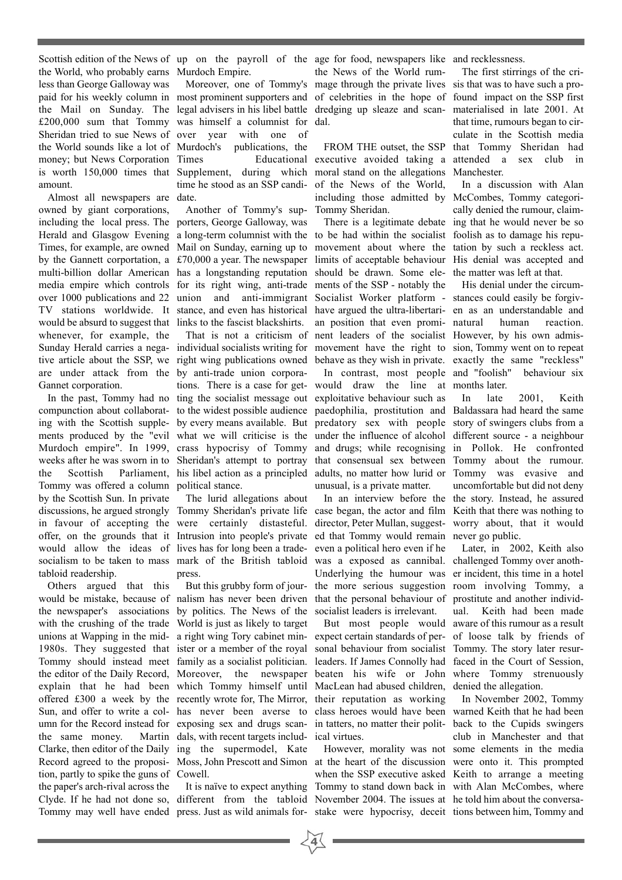Scottish edition of the News of the World, who probably earns less than George Galloway was paid for his weekly column in the Mail on Sunday. The £200,000 sum that Tommy Sheridan tried to sue News of the World sounds like a lot of money; but News Corporation is worth 150,000 times that amount.

Almost all newspapers are owned by giant corporations, including the local press. The Herald and Glasgow Evening Times, for example, are owned by the Gannett corportation, a multi-billion dollar American media empire which controls over 1000 publications and 22 TV stations worldwide. It would be absurd to suggest that whenever, for example, the Sunday Herald carries a negative article about the SSP, we are under attack from the Gannet corporation.

In the past, Tommy had no compunction about collaborating with the Scottish supplements produced by the "evil Murdoch empire". In 1999, weeks after he was sworn in to the Scottish Parliament, Tommy was offered a column by the Scottish Sun. In private discussions, he argued strongly in favour of accepting the offer, on the grounds that it would allow the ideas of socialism to be taken to mass tabloid readership.

Others argued that this would be mistake, because of the newspaper's associations with the crushing of the trade unions at Wapping in the mid-1980s. They suggested that Tommy should instead meet the editor of the Daily Record, explain that he had been offered £300 a week by the Sun, and offer to write a column for the Record instead for the same money. Martin Clarke, then editor of the Daily Record agreed to the proposition, partly to spike the guns of the paper's arch-rival across the Clyde. If he had not done so, Tommy may well have ended up on the payroll of the Murdoch Empire.

Moreover, one of Tommy's most prominent supporters and legal advisers in his libel battle was himself a columnist for over year with one of Murdoch's publications, the Times Educational Supplement, during which time he stood as an SSP candidate.

Another of Tommy's supporters, George Galloway, was a long-term columnist with the Mail on Sunday, earning up to £70,000 a year. The newspaper has a longstanding reputation for its right wing, anti-trade union and anti-immigrant stance, and even has historical links to the fascist blackshirts.

That is not a criticism of individual socialists writing for right wing publications owned by anti-trade union corporations. There is a case for getting the socialist message out to the widest possible audience by every means available. But what we will criticise is the crass hypocrisy of Tommy Sheridan's attempt to portray his libel action as a principled political stance.

The lurid allegations about Tommy Sheridan's private life were certainly distasteful. Intrusion into people's private lives has for long been a trademark of the British tabloid press.

But this grubby form of journalism has never been driven by politics. The News of the World is just as likely to target a right wing Tory cabinet minister or a member of the royal family as a socialist politician. Moreover, the newspaper which Tommy himself until recently wrote for, The Mirror, has never been averse to exposing sex and drugs scandals, with recent targets including the supermodel, Kate Moss, John Prescott and Simon Cowell.

It is naïve to expect anything different from the tabloid press. Just as wild animals forage for food, newspapers like the News of the World rummage through the private lives of celebrities in the hope of dredging up sleaze and scandal.

FROM THE outset, the SSP executive avoided taking a moral stand on the allegations of the News of the World, including those admitted by Tommy Sheridan.

There is a legitimate debate to be had within the socialist movement about where the limits of acceptable behaviour should be drawn. Some elements of the SSP - notably the Socialist Worker platform - have argued the ultra-libertarian position that even prominent leaders of the socialist movement have the right to behave as they wish in private.

In contrast, most people would draw the line at exploitative behaviour such as paedophilia, prostitution and predatory sex with people under the influence of alcohol and drugs; while recognising that consensual sex between adults, no matter how lurid or unusual, is a private matter.

In an interview before the case began, the actor and film director, Peter Mullan, suggested that Tommy would remain even a political hero even if he was a exposed as cannibal. Underlying the humour was the more serious suggestion that the personal behaviour of socialist leaders is irrelevant.

But most people would expect certain standards of personal behaviour from socialist leaders. If James Connolly had beaten his wife or John MacLean had abused children, their reputation as working class heroes would have been in tatters, no matter their political virtues.

However, morality was not at the heart of the discussion when the SSP executive asked Tommy to stand down back in November 2004. The issues at stake were hypocrisy, deceit and recklessness.

The first stirrings of the crisis that was to have such a profound impact on the SSP first materialised in late 2001. At that time, rumours began to circulate in the Scottish media that Tommy Sheridan had attended a sex club in Manchester.

In a discussion with Alan McCombes, Tommy categorically denied the rumour, claiming that he would never be so foolish as to damage his reputation by such a reckless act. His denial was accepted and the matter was left at that.

His denial under the circumstances could easily be forgiven as an understandable and natural human reaction. However, by his own admission, Tommy went on to repeat exactly the same "reckless" and "foolish" behaviour six months later.

In late 2001, Keith Baldassara had heard the same story of swingers clubs from a different source - a neighbour in Pollok. He confronted Tommy about the rumour. Tommy was evasive and uncomfortable but did not deny the story. Instead, he assured Keith that there was nothing to worry about, that it would never go public.

Later, in 2002, Keith also challenged Tommy over another incident, this time in a hotel room involving Tommy, a prostitute and another individual. Keith had been made aware of this rumour as a result of loose talk by friends of Tommy. The story later resurfaced in the Court of Session, where Tommy strenuously denied the allegation.

In November 2002, Tommy warned Keith that he had been back to the Cupids swingers club in Manchester and that some elements in the media were onto it. This prompted Keith to arrange a meeting with Alan McCombes, where he told him about the conversations between him, Tommy and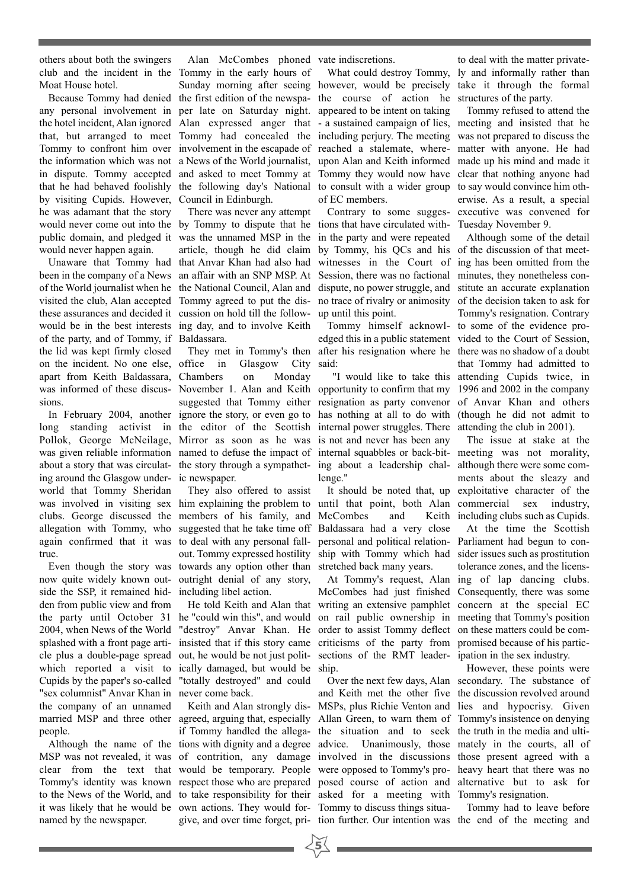others about both the swingers club and the incident in the Moat House hotel.

Because Tommy had denied any personal involvement in the hotel incident, Alan ignored that, but arranged to meet Tommy to confront him over the information which was not in dispute. Tommy accepted that he had behaved foolishly by visiting Cupids. However, he was adamant that the story would never come out into the public domain, and pledged it would never happen again.

Unaware that Tommy had been in the company of a News of the World journalist when he visited the club, Alan accepted these assurances and decided it would be in the best interests of the party, and of Tommy, if the lid was kept firmly closed on the incident. No one else, apart from Keith Baldassara, was informed of these discussions.

In February 2004, another long standing activist in Pollok, George McNeilage, was given reliable information about a story that was circulating around the Glasgow underworld that Tommy Sheridan was involved in visiting sex clubs. George discussed the allegation with Tommy, who again confirmed that it was true.

Even though the story was now quite widely known outside the SSP, it remained hidden from public view and from the party until October 31 2004, when News of the World splashed with a front page article plus a double-page spread which reported a visit to Cupids by the paper's so-called "sex columnist" Anvar Khan in the company of an unnamed married MSP and three other people.

Although the name of the MSP was not revealed, it was clear from the text that Tommy's identity was known to the News of the World, and it was likely that he would be named by the newspaper.

Alan McCombes phoned Tommy in the early hours of Sunday morning after seeing the first edition of the newspaper late on Saturday night. Alan expressed anger that Tommy had concealed the involvement in the escapade of a News of the World journalist, and asked to meet Tommy at the following day's National Council in Edinburgh.

There was never any attempt by Tommy to dispute that he was the unnamed MSP in the article, though he did claim that Anvar Khan had also had an affair with an SNP MSP. At the National Council, Alan and Tommy agreed to put the discussion on hold till the following day, and to involve Keith Baldassara.

They met in Tommy's then office in Glasgow City Chambers on Monday November 1. Alan and Keith suggested that Tommy either ignore the story, or even go to the editor of the Scottish Mirror as soon as he was named to defuse the impact of the story through a sympathetic newspaper.

They also offered to assist him explaining the problem to members of his family, and suggested that he take time off to deal with any personal fallout. Tommy expressed hostility towards any option other than outright denial of any story, including libel action.

He told Keith and Alan that he "could win this", and would "destroy" Anvar Khan. He insisted that if this story came out, he would be not just politically damaged, but would be "totally destroyed" and could never come back.

Keith and Alan strongly disagreed, arguing that, especially if Tommy handled the allegations with dignity and a degree of contrition, any damage would be temporary. People respect those who are prepared to take responsibility for their own actions. They would forgive, and over time forget, private indiscretions.

What could destroy Tommy, however, would be precisely the course of action he appeared to be intent on taking - a sustained campaign of lies, including perjury. The meeting reached a stalemate, whereupon Alan and Keith informed Tommy they would now have to consult with a wider group of EC members.

Contrary to some suggestions that have circulated within the party and were repeated by Tommy, his QCs and his witnesses in the Court of Session, there was no factional dispute, no power struggle, and no trace of rivalry or animosity up until this point.

Tommy himself acknowledged this in a public statement after his resignation where he said:

"I would like to take this opportunity to confirm that my resignation as party convenor has nothing at all to do with internal power struggles. There is not and never has been any internal squabbles or back-biting about a leadership challenge."

It should be noted that, up until that point, both Alan McCombes and Keith Baldassara had a very close personal and political relationship with Tommy which had stretched back many years.

At Tommy's request, Alan McCombes had just finished writing an extensive pamphlet on rail public ownership in order to assist Tommy deflect criticisms of the party from sections of the RMT leadership.

Over the next few days, Alan and Keith met the other five MSPs, plus Richie Venton and Allan Green, to warn them of the situation and to seek advice. Unanimously, those involved in the discussions were opposed to Tommy's proposed course of action and asked for a meeting with Tommy to discuss things situation further. Our intention was to deal with the matter privately and informally rather than take it through the formal structures of the party.

Tommy refused to attend the meeting and insisted that he was not prepared to discuss the matter with anyone. He had made up his mind and made it clear that nothing anyone had to say would convince him otherwise. As a result, a special executive was convened for Tuesday November 9.

Although some of the detail of the discussion of that meeting has been omitted from the minutes, they nonetheless constitute an accurate explanation of the decision taken to ask for Tommy's resignation. Contrary to some of the evidence provided to the Court of Session, there was no shadow of a doubt that Tommy had admitted to attending Cupids twice, in 1996 and 2002 in the company of Anvar Khan and others (though he did not admit to attending the club in 2001).

The issue at stake at the meeting was not morality, although there were some comments about the sleazy and exploitative character of the commercial sex industry, including clubs such as Cupids.

At the time the Scottish Parliament had begun to consider issues such as prostitution tolerance zones, and the licensing of lap dancing clubs. Consequently, there was some concern at the special EC meeting that Tommy's position on these matters could be compromised because of his participation in the sex industry.

However, these points were secondary. The substance of the discussion revolved around lies and hypocrisy. Given Tommy's insistence on denying the truth in the media and ultimately in the courts, all of those present agreed with a heavy heart that there was no alternative but to ask for Tommy's resignation.

Tommy had to leave before the end of the meeting and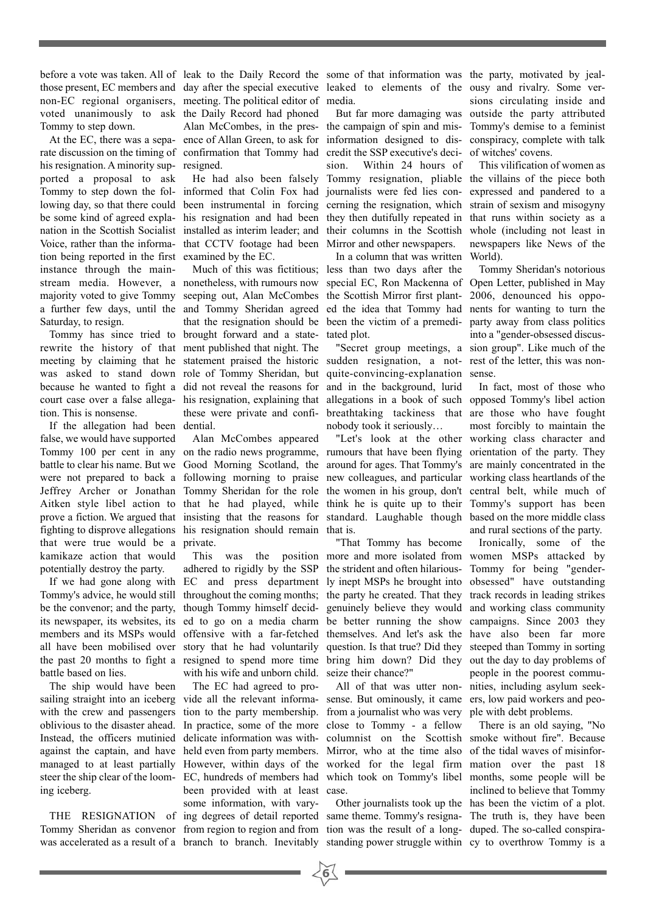before a vote was taken. All of those present, EC members and non-EC regional organisers, voted unanimously to ask Tommy to step down.

At the EC, there was a separate discussion on the timing of his resignation. A minority supported a proposal to ask Tommy to step down the following day, so that there could be some kind of agreed explanation in the Scottish Socialist Voice, rather than the information being reported in the first instance through the mainstream media. However, a majority voted to give Tommy a further few days, until the Saturday, to resign.

Tommy has since tried to rewrite the history of that meeting by claiming that he was asked to stand down because he wanted to fight a court case over a false allegation. This is nonsense.

If the allegation had been false, we would have supported Tommy 100 per cent in any battle to clear his name. But we were not prepared to back a Jeffrey Archer or Jonathan Aitken style libel action to prove a fiction. We argued that fighting to disprove allegations that were true would be a kamikaze action that would potentially destroy the party.

If we had gone along with Tommy's advice, he would still be the convenor; and the party, its newspaper, its websites, its members and its MSPs would all have been mobilised over the past 20 months to fight a battle based on lies.

The ship would have been sailing straight into an iceberg with the crew and passengers oblivious to the disaster ahead. Instead, the officers mutinied against the captain, and have managed to at least partially steer the ship clear of the looming iceberg.

THE RESIGNATION of Tommy Sheridan as convenor was accelerated as a result of a leak to the Daily Record the day after the special executive meeting. The political editor of the Daily Record had phoned Alan McCombes, in the presence of Allan Green, to ask for confirmation that Tommy had resigned.

He had also been falsely informed that Colin Fox had been instrumental in forcing his resignation and had been installed as interim leader; and that CCTV footage had been examined by the EC.

Much of this was fictitious; nonetheless, with rumours now seeping out, Alan McCombes and Tommy Sheridan agreed that the resignation should be brought forward and a statement published that night. The statement praised the historic role of Tommy Sheridan, but did not reveal the reasons for his resignation, explaining that these were private and confidential.

Alan McCombes appeared on the radio news programme, Good Morning Scotland, the following morning to praise Tommy Sheridan for the role that he had played, while insisting that the reasons for his resignation should remain private.

This was the position adhered to rigidly by the SSP EC and press department throughout the coming months; though Tommy himself decided to go on a media charm offensive with a far-fetched story that he had voluntarily resigned to spend more time with his wife and unborn child.

The EC had agreed to provide all the relevant information to the party membership. In practice, some of the more delicate information was withheld even from party members. However, within days of the EC, hundreds of members had been provided with at least some information, with varying degrees of detail reported from region to region and from branch to branch. Inevitably some of that information was leaked to elements of the media.

But far more damaging was the campaign of spin and misinformation designed to discredit the SSP executive's decision. Within 24 hours of Tommy resignation, pliable journalists were fed lies concerning the resignation, which they then dutifully repeated in their columns in the Scottish Mirror and other newspapers.

In a column that was written less than two days after the special EC, Ron Mackenna of the Scottish Mirror first planted the idea that Tommy had been the victim of a premeditated plot.

"Secret group meetings, a sudden resignation, a not-quite-convincing-explanation and in the background, lurid allegations in a book of such breathtaking tackiness that nobody took it seriously…

"Let's look at the other rumours that have been flying around for ages. That Tommy's new colleagues, and particular the women in his group, don't think he is quite up to their standard. Laughable though that is.

"That Tommy has become more and more isolated from the strident and often hilariously inept MSPs he brought into the party he created. That they genuinely believe they would be better running the show themselves. And let's ask the question. Is that true? Did they bring him down? Did they seize their chance?"

All of that was utter nonsense. But ominously, it came from a journalist who was very close to Tommy - a fellow columnist on the Scottish Mirror, who at the time also worked for the legal firm which took on Tommy's libel case.

Other journalists took up the same theme. Tommy's resignation was the result of a long-standing power struggle within the party, motivated by jealousy and rivalry. Some versions circulating inside and outside the party attributed Tommy's demise to a feminist conspiracy, complete with talk of witches' covens.

This vilification of women as the villains of the piece both expressed and pandered to a strain of sexism and misogyny that runs within society as a whole (including not least in newspapers like News of the World).

Tommy Sheridan's notorious Open Letter, published in May 2006, denounced his opponents for wanting to turn the party away from class politics into a "gender-obsessed discussion group". Like much of the rest of the letter, this was nonsense.

In fact, most of those who opposed Tommy's libel action are those who have fought most forcibly to maintain the working class character and orientation of the party. They are mainly concentrated in the working class heartlands of the central belt, while much of Tommy's support has been based on the more middle class and rural sections of the party.

Ironically, some of the women MSPs attacked by Tommy for being "gender-obsessed" have outstanding track records in leading strikes and working class community campaigns. Since 2003 they have also been far more steeped than Tommy in sorting out the day to day problems of people in the poorest communities, including asylum seekers, low paid workers and people with debt problems.

There is an old saying, "No smoke without fire". Because of the tidal waves of misinformation over the past 18 months, some people will be inclined to believe that Tommy has been the victim of a plot. The truth is, they have been duped. The so-called conspiracy to overthrow Tommy is a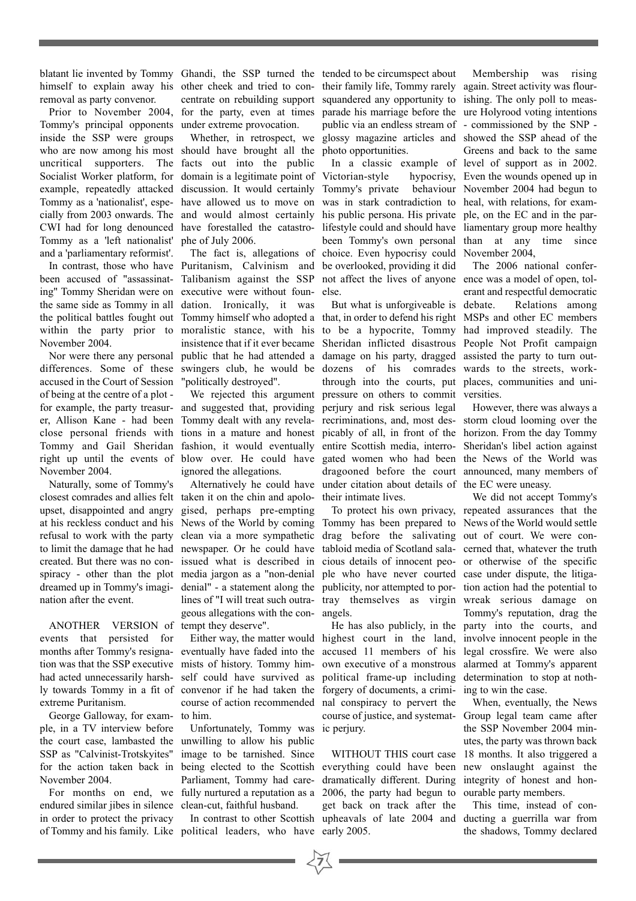blatant lie invented by Tommy himself to explain away his removal as party convenor.

Prior to November 2004, Tommy's principal opponents inside the SSP were groups who are now among his most uncritical supporters. The Socialist Worker platform, for example, repeatedly attacked Tommy as a 'nationalist', especially from 2003 onwards. The CWI had for long denounced Tommy as a 'left nationalist' and a 'parliamentary reformist'.

In contrast, those who have been accused of "assassinating" Tommy Sheridan were on the same side as Tommy in all the political battles fought out within the party prior to November 2004.

Nor were there any personal differences. Some of these accused in the Court of Session of being at the centre of a plot - for example, the party treasurer, Allison Kane - had been close personal friends with Tommy and Gail Sheridan right up until the events of November 2004.

Naturally, some of Tommy's closest comrades and allies felt upset, disappointed and angry at his reckless conduct and his refusal to work with the party to limit the damage that he had created. But there was no conspiracy - other than the plot dreamed up in Tommy's imagination after the event.

ANOTHER VERSION of events that persisted for months after Tommy's resignation was that the SSP executive had acted unnecessarily harshly towards Tommy in a fit of extreme Puritanism.

George Galloway, for example, in a TV interview before the court case, lambasted the SSP as "Calvinist-Trotskyites" for the action taken back in November 2004.

For months on end, we endured similar jibes in silence in order to protect the privacy of Tommy and his family. Like Ghandi, the SSP turned the other cheek and tried to concentrate on rebuilding support for the party, even at times under extreme provocation.

Whether, in retrospect, we should have brought all the facts out into the public domain is a legitimate point of discussion. It would certainly have allowed us to move on and would almost certainly have forestalled the catastrophe of July 2006.

The fact is, allegations of Puritanism, Calvinism and Talibanism against the SSP executive were without foundation. Ironically, it was Tommy himself who adopted a moralistic stance, with his insistence that if it ever became public that he had attended a swingers club, he would be "politically destroyed".

We rejected this argument and suggested that, providing Tommy dealt with any revelations in a mature and honest fashion, it would eventually blow over. He could have ignored the allegations.

Alternatively he could have taken it on the chin and apologised, perhaps pre-empting News of the World by coming clean via a more sympathetic newspaper. Or he could have issued what is described in media jargon as a "non-denial denial" - a statement along the lines of "I will treat such outrageous allegations with the contempt they deserve".

Either way, the matter would eventually have faded into the mists of history. Tommy himself could have survived as convenor if he had taken the course of action recommended to him.

Unfortunately, Tommy was unwilling to allow his public image to be tarnished. Since being elected to the Scottish Parliament, Tommy had carefully nurtured a reputation as a clean-cut, faithful husband.

In contrast to other Scottish political leaders, who have tended to be circumspect about their family life, Tommy rarely squandered any opportunity to parade his marriage before the public via an endless stream of glossy magazine articles and photo opportunities.

In a classic example of Victorian-style hypocrisy, Tommy's private behaviour was in stark contradiction to his public persona. His private lifestyle could and should have been Tommy's own personal choice. Even hypocrisy could be overlooked, providing it did not affect the lives of anyone else.

But what is unforgiveable is that, in order to defend his right to be a hypocrite, Tommy Sheridan inflicted disastrous damage on his party, dragged dozens of his comrades through into the courts, put pressure on others to commit perjury and risk serious legal recriminations, and, most despicably of all, in front of the entire Scottish media, interrogated women who had been dragooned before the court under citation about details of their intimate lives.

To protect his own privacy, Tommy has been prepared to drag before the salivating tabloid media of Scotland salacious details of innocent people who have never courted publicity, nor attempted to portray themselves as virgin angels.

He has also publicly, in the highest court in the land, accused 11 members of his own executive of a monstrous political frame-up including forgery of documents, a criminal conspiracy to pervert the course of justice, and systematic perjury.

WITHOUT THIS court case everything could have been dramatically different. During 2006, the party had begun to get back on track after the upheavals of late 2004 and early 2005.

Membership was rising again. Street activity was flourishing. The only poll to measure Holyrood voting intentions - commissioned by the SNP - showed the SSP ahead of the Greens and back to the same level of support as in 2002. Even the wounds opened up in November 2004 had begun to heal, with relations, for example, on the EC and in the parliamentary group more healthy than at any time since November 2004,

The 2006 national conference was a model of open, tolerant and respectful democratic debate. Relations among MSPs and other EC members had improved steadily. The People Not Profit campaign assisted the party to turn outwards to the streets, workplaces, communities and universities.

However, there was always a storm cloud looming over the horizon. From the day Tommy Sheridan's libel action against the News of the World was announced, many members of the EC were uneasy.

We did not accept Tommy's repeated assurances that the News of the World would settle out of court. We were concerned that, whatever the truth or otherwise of the specific case under dispute, the litigation action had the potential to wreak serious damage on Tommy's reputation, drag the party into the courts, and involve innocent people in the legal crossfire. We were also alarmed at Tommy's apparent determination to stop at nothing to win the case.

When, eventually, the News Group legal team came after the SSP November 2004 minutes, the party was thrown back 18 months. It also triggered a new onslaught against the integrity of honest and honourable party members.

This time, instead of conducting a guerrilla war from the shadows, Tommy declared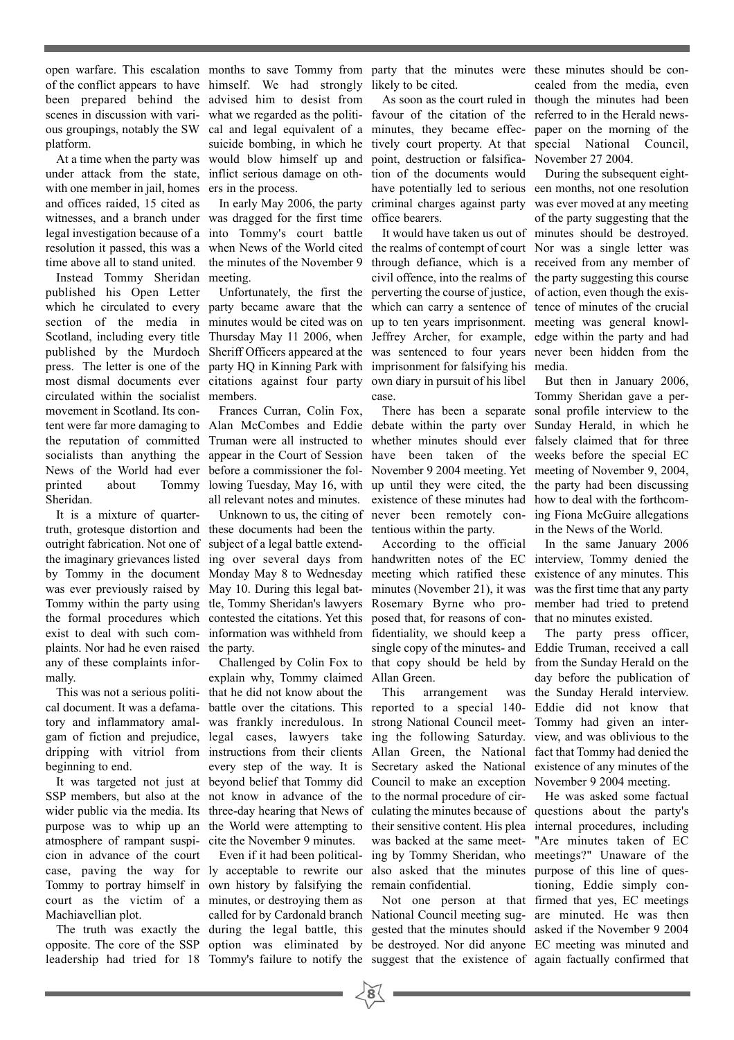open warfare. This escalation of the conflict appears to have been prepared behind the scenes in discussion with various groupings, notably the SW platform.

At a time when the party was under attack from the state, with one member in jail, homes and offices raided, 15 cited as witnesses, and a branch under legal investigation because of a resolution it passed, this was a time above all to stand united.

Instead Tommy Sheridan published his Open Letter which he circulated to every section of the media in Scotland, including every title published by the Murdoch press. The letter is one of the most dismal documents ever circulated within the socialist movement in Scotland. Its content were far more damaging to the reputation of committed socialists than anything the News of the World had ever printed about Tommy Sheridan.

It is a mixture of quarter-truth, grotesque distortion and outright fabrication. Not one of the imaginary grievances listed by Tommy in the document was ever previously raised by Tommy within the party using the formal procedures which exist to deal with such complaints. Nor had he even raised any of these complaints informally.

This was not a serious political document. It was a defamatory and inflammatory amalgam of fiction and prejudice, dripping with vitriol from beginning to end.

It was targeted not just at SSP members, but also at the wider public via the media. Its purpose was to whip up an atmosphere of rampant suspicion in advance of the court case, paving the way for Tommy to portray himself in court as the victim of a Machiavellian plot.

The truth was exactly the opposite. The core of the SSP leadership had tried for 18 months to save Tommy from himself. We had strongly advised him to desist from what we regarded as the political and legal equivalent of a suicide bombing, in which he would blow himself up and inflict serious damage on others in the process.

In early May 2006, the party was dragged for the first time into Tommy's court battle when News of the World cited the minutes of the November 9 meeting.

Unfortunately, the first the party became aware that the minutes would be cited was on Thursday May 11 2006, when Sheriff Officers appeared at the party HQ in Kinning Park with citations against four party members.

Frances Curran, Colin Fox, Alan McCombes and Eddie Truman were all instructed to appear in the Court of Session before a commissioner the following Tuesday, May 16, with all relevant notes and minutes.

Unknown to us, the citing of these documents had been the subject of a legal battle extending over several days from Monday May 8 to Wednesday May 10. During this legal battle, Tommy Sheridan's lawyers contested the citations. Yet this information was withheld from the party.

Challenged by Colin Fox to explain why, Tommy claimed that he did not know about the battle over the citations. This was frankly incredulous. In legal cases, lawyers take instructions from their clients every step of the way. It is beyond belief that Tommy did not know in advance of the three-day hearing that News of the World were attempting to cite the November 9 minutes.

Even if it had been politically acceptable to rewrite our own history by falsifying the minutes, or destroying them as called for by Cardonald branch during the legal battle, this option was eliminated by Tommy's failure to notify the party that the minutes were likely to be cited.

As soon as the court ruled in favour of the citation of the minutes, they became effectively court property. At that point, destruction or falsification of the documents would have potentially led to serious criminal charges against party office bearers.

It would have taken us out of the realms of contempt of court through defiance, which is a civil offence, into the realms of perverting the course of justice, which can carry a sentence of up to ten years imprisonment. Jeffrey Archer, for example, was sentenced to four years imprisonment for falsifying his own diary in pursuit of his libel case.

There has been a separate debate within the party over whether minutes should ever have been taken of the November 9 2004 meeting. Yet up until they were cited, the existence of these minutes had never been remotely contentious within the party.

According to the official handwritten notes of the EC meeting which ratified these minutes (November 21), it was Rosemary Byrne who proposed that, for reasons of confidentiality, we should keep a single copy of the minutes- and that copy should be held by Allan Green.

This arrangement was reported to a special 140-strong National Council meeting the following Saturday. Allan Green, the National Secretary asked the National Council to make an exception to the normal procedure of circulating the minutes because of their sensitive content. His plea was backed at the same meeting by Tommy Sheridan, who also asked that the minutes remain confidential.

Not one person at that National Council meeting suggested that the minutes should be destroyed. Nor did anyone suggest that the existence of these minutes should be concealed from the media, even though the minutes had been referred to in the Herald newspaper on the morning of the special National Council, November 27 2004.

During the subsequent eighteen months, not one resolution was ever moved at any meeting of the party suggesting that the minutes should be destroyed. Nor was a single letter was received from any member of the party suggesting this course of action, even though the existence of minutes of the crucial meeting was general knowledge within the party and had never been hidden from the media.

But then in January 2006, Tommy Sheridan gave a personal profile interview to the Sunday Herald, in which he falsely claimed that for three weeks before the special EC meeting of November 9, 2004, the party had been discussing how to deal with the forthcoming Fiona McGuire allegations in the News of the World.

In the same January 2006 interview, Tommy denied the existence of any minutes. This was the first time that any party member had tried to pretend that no minutes existed.

The party press officer, Eddie Truman, received a call from the Sunday Herald on the day before the publication of the Sunday Herald interview. Eddie did not know that Tommy had given an interview, and was oblivious to the fact that Tommy had denied the existence of any minutes of the November 9 2004 meeting.

He was asked some factual questions about the party's internal procedures, including "Are minutes taken of EC meetings?" Unaware of the purpose of this line of questioning, Eddie simply confirmed that yes, EC meetings are minuted. He was then asked if the November 9 2004 EC meeting was minuted and again factually confirmed that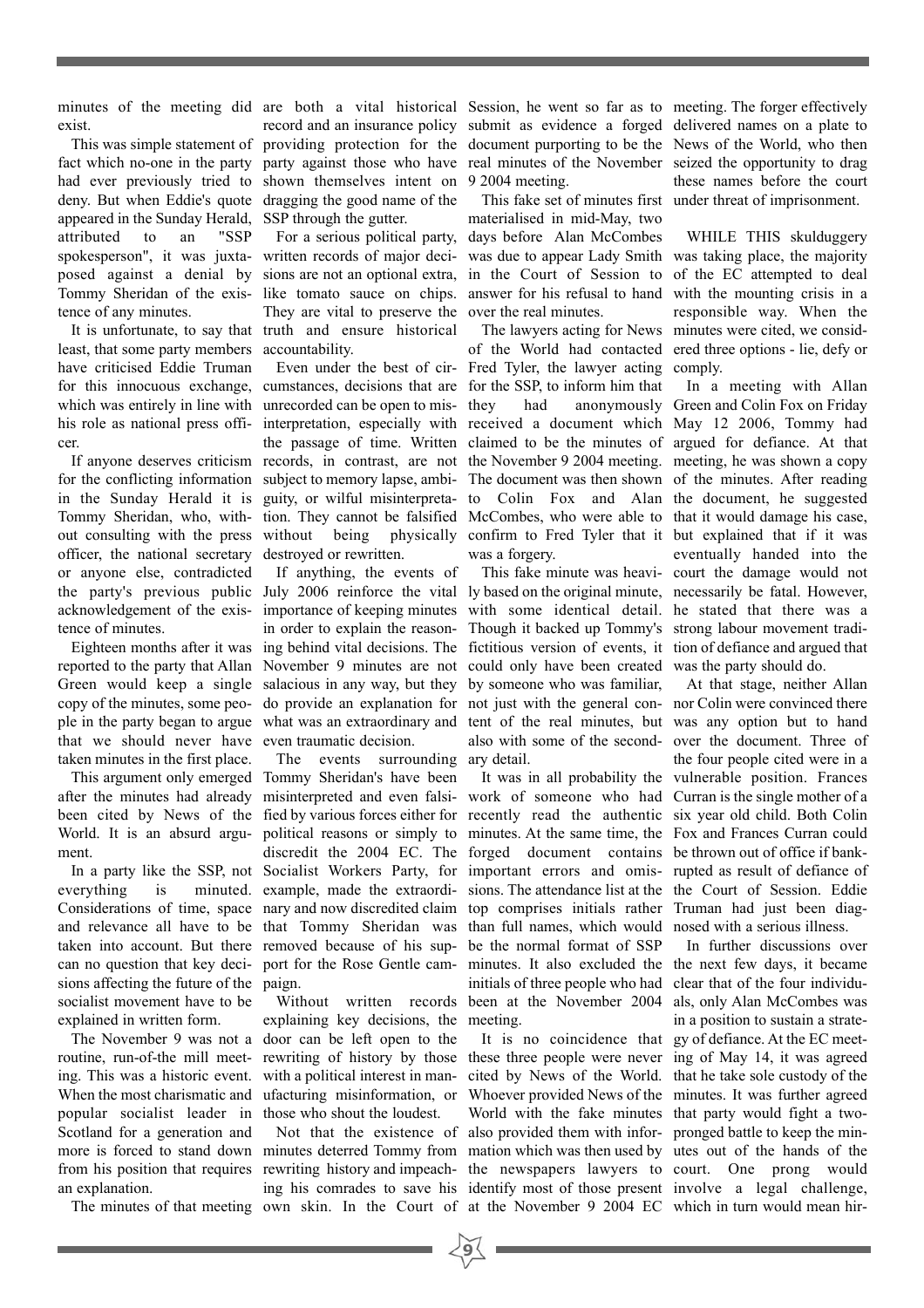minutes of the meeting did exist.

This was simple statement of fact which no-one in the party had ever previously tried to deny. But when Eddie's quote appeared in the Sunday Herald, attributed to an "SSP spokesperson", it was juxtaposed against a denial by Tommy Sheridan of the existence of any minutes.

It is unfortunate, to say that least, that some party members have criticised Eddie Truman for this innocuous exchange, which was entirely in line with his role as national press officer.

If anyone deserves criticism for the conflicting information in the Sunday Herald it is Tommy Sheridan, who, without consulting with the press officer, the national secretary or anyone else, contradicted the party's previous public acknowledgement of the existence of minutes.

Eighteen months after it was reported to the party that Allan Green would keep a single copy of the minutes, some people in the party began to argue that we should never have taken minutes in the first place.

This argument only emerged after the minutes had already been cited by News of the World. It is an absurd argument.

In a party like the SSP, not everything is minuted. Considerations of time, space and relevance all have to be taken into account. But there can no question that key decisions affecting the future of the socialist movement have to be explained in written form.

The November 9 was not a routine, run-of-the mill meeting. This was a historic event. When the most charismatic and popular socialist leader in Scotland for a generation and more is forced to stand down from his position that requires an explanation.

The minutes of that meeting are both a vital historical record and an insurance policy providing protection for the party against those who have shown themselves intent on dragging the good name of the SSP through the gutter.

For a serious political party, written records of major decisions are not an optional extra, like tomato sauce on chips. They are vital to preserve the truth and ensure historical accountability.

Even under the best of circumstances, decisions that are unrecorded can be open to misinterpretation, especially with the passage of time. Written records, in contrast, are not subject to memory lapse, ambiguity, or wilful misinterpretation. They cannot be falsified without being physically destroyed or rewritten.

If anything, the events of July 2006 reinforce the vital importance of keeping minutes in order to explain the reasoning behind vital decisions. The November 9 minutes are not salacious in any way, but they do provide an explanation for what was an extraordinary and even traumatic decision.

The events surrounding Tommy Sheridan's have been misinterpreted and even falsified by various forces either for political reasons or simply to discredit the 2004 EC. The Socialist Workers Party, for example, made the extraordinary and now discredited claim that Tommy Sheridan was removed because of his support for the Rose Gentle campaign.

Without written records explaining key decisions, the door can be left open to the rewriting of history by those with a political interest in manufacturing misinformation, or those who shout the loudest.

Not that the existence of minutes deterred Tommy from rewriting history and impeaching his comrades to save his own skin. In the Court of Session, he went so far as to submit as evidence a forged document purporting to be the real minutes of the November 9 2004 meeting.

This fake set of minutes first materialised in mid-May, two days before Alan McCombes was due to appear Lady Smith in the Court of Session to answer for his refusal to hand over the real minutes.

The lawyers acting for News of the World had contacted Fred Tyler, the lawyer acting for the SSP, to inform him that they had anonymously received a document which claimed to be the minutes of the November 9 2004 meeting. The document was then shown to Colin Fox and Alan McCombes, who were able to confirm to Fred Tyler that it was a forgery.

This fake minute was heavily based on the original minute, with some identical detail. Though it backed up Tommy's fictitious version of events, it could only have been created by someone who was familiar, not just with the general content of the real minutes, but also with some of the secondary detail.

It was in all probability the work of someone who had recently read the authentic minutes. At the same time, the forged document contains important errors and omissions. The attendance list at the top comprises initials rather than full names, which would be the normal format of SSP minutes. It also excluded the initials of three people who had been at the November 2004 meeting.

It is no coincidence that these three people were never cited by News of the World. Whoever provided News of the World with the fake minutes also provided them with information which was then used by the newspapers lawyers to identify most of those present at the November 9 2004 EC meeting. The forger effectively delivered names on a plate to News of the World, who then seized the opportunity to drag these names before the court under threat of imprisonment.

WHILE THIS skulduggery was taking place, the majority of the EC attempted to deal with the mounting crisis in a responsible way. When the minutes were cited, we considered three options - lie, defy or comply.

In a meeting with Allan Green and Colin Fox on Friday May 12 2006, Tommy had argued for defiance. At that meeting, he was shown a copy of the minutes. After reading the document, he suggested that it would damage his case, but explained that if it was eventually handed into the court the damage would not necessarily be fatal. However, he stated that there was a strong labour movement tradition of defiance and argued that was the party should do.

At that stage, neither Allan nor Colin were convinced there was any option but to hand over the document. Three of the four people cited were in a vulnerable position. Frances Curran is the single mother of a six year old child. Both Colin Fox and Frances Curran could be thrown out of office if bankrupted as result of defiance of the Court of Session. Eddie Truman had just been diagnosed with a serious illness.

In further discussions over the next few days, it became clear that of the four individuals, only Alan McCombes was in a position to sustain a strategy of defiance. At the EC meeting of May 14, it was agreed that he take sole custody of the minutes. It was further agreed that party would fight a two-pronged battle to keep the minutes out of the hands of the court. One prong would involve a legal challenge, which in turn would mean hir-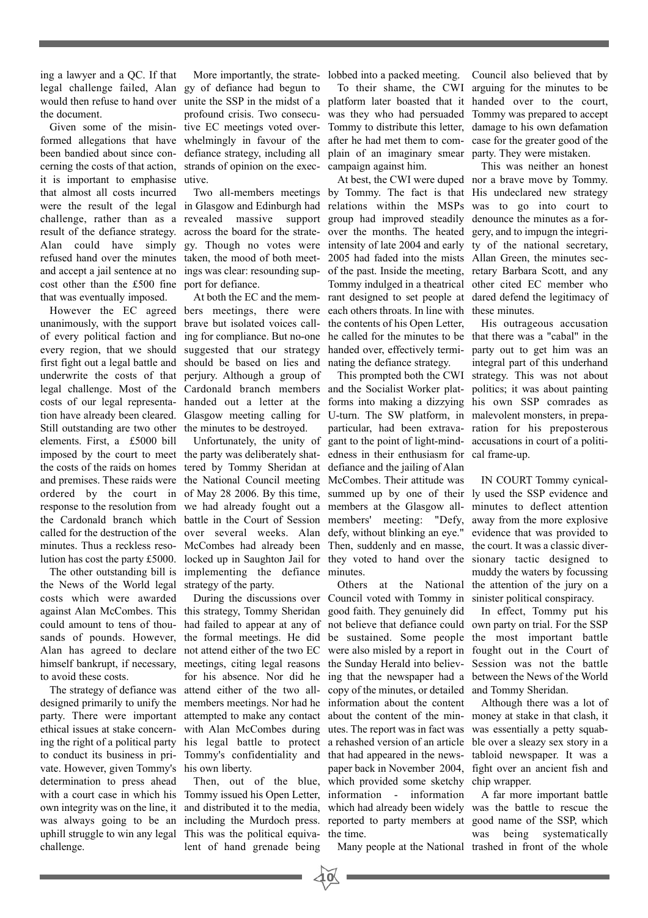ing a lawyer and a QC. If that legal challenge failed, Alan would then refuse to hand over the document.

Given some of the misinformed allegations that have been bandied about since concerning the costs of that action, it is important to emphasise that almost all costs incurred were the result of the legal challenge, rather than as a result of the defiance strategy. Alan could have simply refused hand over the minutes and accept a jail sentence at no cost other than the £500 fine that was eventually imposed.

However the EC agreed unanimously, with the support of every political faction and every region, that we should first fight out a legal battle and underwrite the costs of that legal challenge. Most of the costs of our legal representation have already been cleared. Still outstanding are two other elements. First, a £5000 bill imposed by the court to meet the costs of the raids on homes and premises. These raids were ordered by the court in response to the resolution from the Cardonald branch which called for the destruction of the minutes. Thus a reckless resolution has cost the party £5000.

The other outstanding bill is the News of the World legal costs which were awarded against Alan McCombes. This could amount to tens of thousands of pounds. However, Alan has agreed to declare himself bankrupt, if necessary, to avoid these costs.

The strategy of defiance was designed primarily to unify the party. There were important ethical issues at stake concerning the right of a political party to conduct its business in private. However, given Tommy's determination to press ahead with a court case in which his own integrity was on the line, it was always going to be an uphill struggle to win any legal challenge.

More importantly, the strategy of defiance had begun to unite the SSP in the midst of a profound crisis. Two consecutive EC meetings voted overwhelmingly in favour of the defiance strategy, including all strands of opinion on the executive.

Two all-members meetings in Glasgow and Edinburgh had revealed massive support across the board for the strategy. Though no votes were taken, the mood of both meetings was clear: resounding support for defiance.

At both the EC and the members meetings, there were brave but isolated voices calling for compliance. But no-one suggested that our strategy should be based on lies and perjury. Although a group of Cardonald branch members handed out a letter at the Glasgow meeting calling for the minutes to be destroyed.

Unfortunately, the unity of the party was deliberately shattered by Tommy Sheridan at the National Council meeting of May 28 2006. By this time, we had already fought out a battle in the Court of Session over several weeks. Alan McCombes had already been locked up in Saughton Jail for implementing the defiance strategy of the party.

During the discussions over this strategy, Tommy Sheridan had failed to appear at any of the formal meetings. He did not attend either of the two EC meetings, citing legal reasons for his absence. Nor did he attend either of the two all-members meetings. Nor had he attempted to make any contact with Alan McCombes during his legal battle to protect Tommy's confidentiality and his own liberty.

Then, out of the blue, Tommy issued his Open Letter, and distributed it to the media, including the Murdoch press. This was the political equivalent of hand grenade being lobbed into a packed meeting.

To their shame, the CWI platform later boasted that it was they who had persuaded Tommy to distribute this letter, after he had met them to complain of an imaginary smear campaign against him.

At best, the CWI were duped by Tommy. The fact is that relations within the MSPs group had improved steadily over the months. The heated intensity of late 2004 and early 2005 had faded into the mists of the past. Inside the meeting, Tommy indulged in a theatrical rant designed to set people at each others throats. In line with the contents of his Open Letter, he called for the minutes to be handed over, effectively terminating the defiance strategy.

This prompted both the CWI and the Socialist Worker platforms into making a dizzying U-turn. The SW platform, in particular, had been extravagant to the point of light-mindedness in their enthusiasm for defiance and the jailing of Alan McCombes. Their attitude was summed up by one of their members at the Glasgow all-members' meeting: "Defy, defy, without blinking an eye." Then, suddenly and en masse, they voted to hand over the minutes.

Others at the National Council voted with Tommy in good faith. They genuinely did not believe that defiance could be sustained. Some people were also misled by a report in the Sunday Herald into believing that the newspaper had a copy of the minutes, or detailed information about the content about the content of the minutes. The report was in fact was a rehashed version of an article that had appeared in the newspaper back in November 2004, which provided some sketchy information - information which had already been widely reported to party members at the time.

Many people at the National Council also believed that by arguing for the minutes to be handed over to the court, Tommy was prepared to accept damage to his own defamation case for the greater good of the party. They were mistaken.

This was neither an honest nor a brave move by Tommy. His undeclared new strategy was to go into court to denounce the minutes as a forgery, and to impugn the integrity of the national secretary, Allan Green, the minutes secretary Barbara Scott, and any other cited EC member who dared defend the legitimacy of these minutes.

His outrageous accusation that there was a "cabal" in the party out to get him was an integral part of this underhand strategy. This was not about politics; it was about painting his own SSP comrades as malevolent monsters, in preparation for his preposterous accusations in court of a political frame-up.

IN COURT Tommy cynically used the SSP evidence and minutes to deflect attention away from the more explosive evidence that was provided to the court. It was a classic diversionary tactic designed to muddy the waters by focussing the attention of the jury on a sinister political conspiracy.

In effect, Tommy put his own party on trial. For the SSP the most important battle fought out in the Court of Session was not the battle between the News of the World and Tommy Sheridan.

Although there was a lot of money at stake in that clash, it was essentially a petty squabble over a sleazy sex story in a tabloid newspaper. It was a fight over an ancient fish and chip wrapper.

A far more important battle was the battle to rescue the good name of the SSP, which was being systematically trashed in front of the whole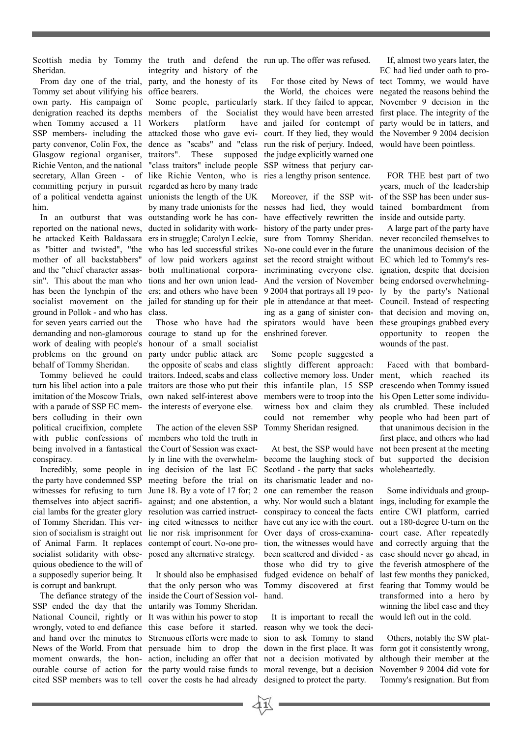Scottish media by Tommy Sheridan.

From day one of the trial, Tommy set about vilifying his own party. His campaign of denigration reached its depths when Tommy accused a 11 SSP members- including the party convenor, Colin Fox, the Glasgow regional organiser, Richie Venton, and the national secretary, Allan Green - of committing perjury in pursuit of a political vendetta against him.

In an outburst that was reported on the national news, he attacked Keith Baldassara as "bitter and twisted", "the mother of all backstabbers" and the "chief character assassin". This about the man who has been the lynchpin of the socialist movement on the ground in Pollok - and who has for seven years carried out the demanding and non-glamorous work of dealing with people's problems on the ground on behalf of Tommy Sheridan.

Tommy believed he could turn his libel action into a pale imitation of the Moscow Trials, with a parade of SSP EC members colluding in their own political crucifixion, complete with public confessions of being involved in a fantastical conspiracy.

Incredibly, some people in the party have condemned SSP witnesses for refusing to turn themselves into abject sacrificial lambs for the greater glory of Tommy Sheridan. This version of socialism is straight out of Animal Farm. It replaces socialist solidarity with obsequious obedience to the will of a supposedly superior being. It is corrupt and bankrupt.

The defiance strategy of the SSP ended the day that the National Council, rightly or wrongly, voted to end defiance and hand over the minutes to News of the World. From that moment onwards, the honourable course of action for cited SSP members was to tell the truth and defend the integrity and history of the party, and the honesty of its office bearers.

Some people, particularly members of the Socialist Workers platform have attacked those who gave evidence as "scabs" and "class traitors". These supposed "class traitors" include people like Richie Venton, who is regarded as hero by many trade unionists the length of the UK by many trade unionists for the outstanding work he has conducted in solidarity with workers in struggle; Carolyn Leckie, who has led successful strikes of low paid workers against both multinational corporations and her own union leaders; and others who have been jailed for standing up for their class.

Those who have had the courage to stand up for the honour of a small socialist party under public attack are the opposite of scabs and class traitors. Indeed, scabs and class traitors are those who put their own naked self-interest above the interests of everyone else.

The action of the eleven SSP members who told the truth in the Court of Session was exactly in line with the overwhelming decision of the last EC meeting before the trial on June 18. By a vote of 17 for; 2 against; and one abstention, a resolution was carried instructing cited witnesses to neither lie nor risk imprisonment for contempt of court. No-one proposed any alternative strategy.

It should also be emphasised that the only person who was inside the Court of Session voluntarily was Tommy Sheridan. It was within his power to stop this case before it started. Strenuous efforts were made to persuade him to drop the action, including an offer that the party would raise funds to cover the costs he had already run up. The offer was refused.

For those cited by News of the World, the choices were stark. If they failed to appear, they would have been arrested and jailed for contempt of court. If they lied, they would run the risk of perjury. Indeed, the judge explicitly warned one SSP witness that perjury carries a lengthy prison sentence.

Moreover, if the SSP witnesses had lied, they would have effectively rewritten the history of the party under pressure from Tommy Sheridan. No-one could ever in the future set the record straight without incriminating everyone else. And the version of November 9 2004 that portrays all 19 people in attendance at that meeting as a gang of sinister conspirators would have been enshrined forever.

Some people suggested a slightly different approach: collective memory loss. Under this infantile plan, 15 SSP members were to troop into the witness box and claim they could not remember why Tommy Sheridan resigned.

At best, the SSP would have become the laughing stock of Scotland - the party that sacks its charismatic leader and no-one can remember the reason why. Nor would such a blatant conspiracy to conceal the facts have cut any ice with the court. Over days of cross-examination, the witnesses would have been scattered and divided - as those who did try to give fudged evidence on behalf of Tommy discovered at first hand.

It is important to recall the reason why we took the decision to ask Tommy to stand down in the first place. It was not a decision motivated by moral revenge, but a decision designed to protect the party.

If, almost two years later, the EC had lied under oath to protect Tommy, we would have negated the reasons behind the November 9 decision in the first place. The integrity of the party would be in tatters, and the November 9 2004 decision would have been pointless.

FOR THE best part of two years, much of the leadership of the SSP has been under sustained bombardment from inside and outside party.

A large part of the party have never reconciled themselves to the unanimous decision of the EC which led to Tommy's resignation, despite that decision being endorsed overwhelmingly by the party's National Council. Instead of respecting that decision and moving on, these groupings grabbed every opportunity to reopen the wounds of the past.

Faced with that bombardment, which reached its crescendo when Tommy issued his Open Letter some individuals crumbled. These included people who had been part of that unanimous decision in the first place, and others who had not been present at the meeting but supported the decision wholeheartedly.

Some individuals and groupings, including for example the entire CWI platform, carried out a 180-degree U-turn on the court case. After repeatedly and correctly arguing that the case should never go ahead, in the feverish atmosphere of the last few months they panicked, fearing that Tommy would be transformed into a hero by winning the libel case and they would left out in the cold.

Others, notably the SW platform got it consistently wrong, although their member at the November 9 2004 did vote for Tommy's resignation. But from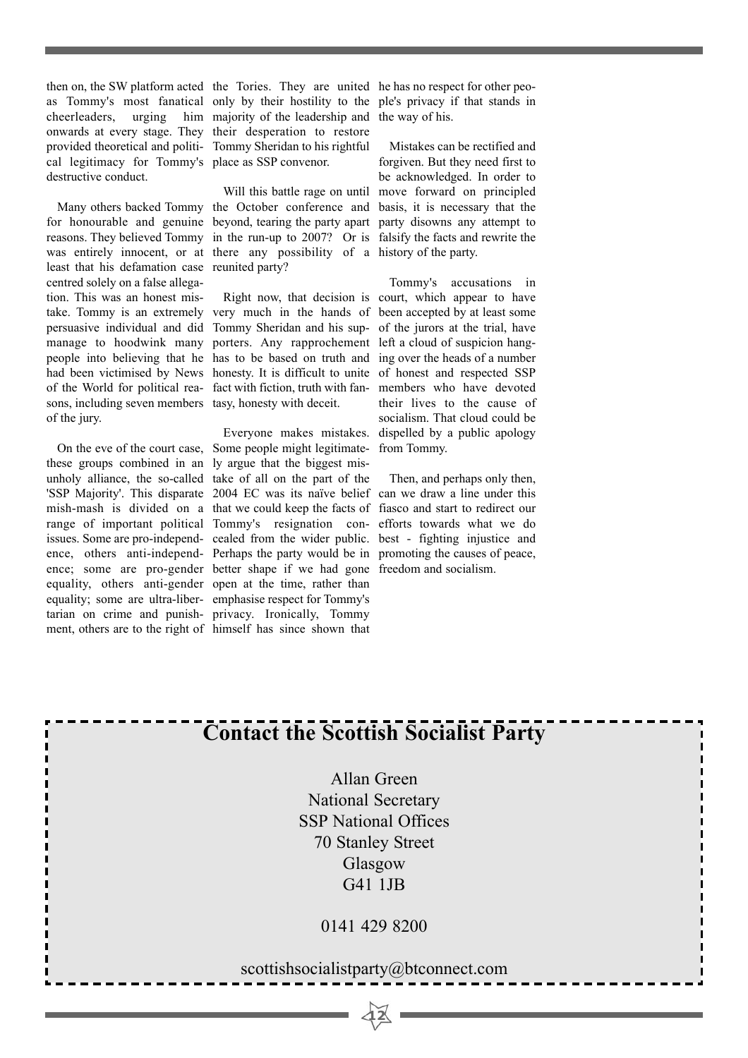then on, the SW platform acted as Tommy's most fanatical cheerleaders, urging him onwards at every stage. They provided theoretical and political legitimacy for Tommy's destructive conduct.

Many others backed Tommy for honourable and genuine reasons. They believed Tommy was entirely innocent, or at least that his defamation case centred solely on a false allegation. This was an honest mistake. Tommy is an extremely persuasive individual and did manage to hoodwink many people into believing that he had been victimised by News of the World for political reasons, including seven members of the jury.

On the eve of the court case, these groups combined in an unholy alliance, the so-called 'SSP Majority'. This disparate mish-mash is divided on a range of important political issues. Some are pro-independence, others anti-independence; some are pro-gender equality, others anti-gender equality; some are ultra-libertarian on crime and punishment, others are to the right of the Tories. They are united only by their hostility to the majority of the leadership and their desperation to restore Tommy Sheridan to his rightful place as SSP convenor.

Will this battle rage on until the October conference and beyond, tearing the party apart in the run-up to 2007? Or is there any possibility of a reunited party?

Right now, that decision is very much in the hands of Tommy Sheridan and his supporters. Any rapprochement has to be based on truth and honesty. It is difficult to unite fact with fiction, truth with fantasy, honesty with deceit.

Everyone makes mistakes. Some people might legitimately argue that the biggest mistake of all on the part of the 2004 EC was its naïve belief that we could keep the facts of Tommy's resignation concealed from the wider public. Perhaps the party would be in better shape if we had gone open at the time, rather than emphasise respect for Tommy's privacy. Ironically, Tommy himself has since shown that he has no respect for other people's privacy if that stands in the way of his.

Mistakes can be rectified and forgiven. But they need first to be acknowledged. In order to move forward on principled basis, it is necessary that the party disowns any attempt to falsify the facts and rewrite the history of the party.

Tommy's accusations in court, which appear to have been accepted by at least some of the jurors at the trial, have left a cloud of suspicion hanging over the heads of a number of honest and respected SSP members who have devoted their lives to the cause of socialism. That cloud could be dispelled by a public apology from Tommy.

Then, and perhaps only then, can we draw a line under this fiasco and start to redirect our efforts towards what we do best - fighting injustice and promoting the causes of peace, freedom and socialism.

## Contact the Scottish Socialist Party

Allan Green
National Secretary
SSP National Offices
70 Stanley Street
Glasgow
G41 1JB

0141 429 8200

scottishsocialistparty@btconnect.com